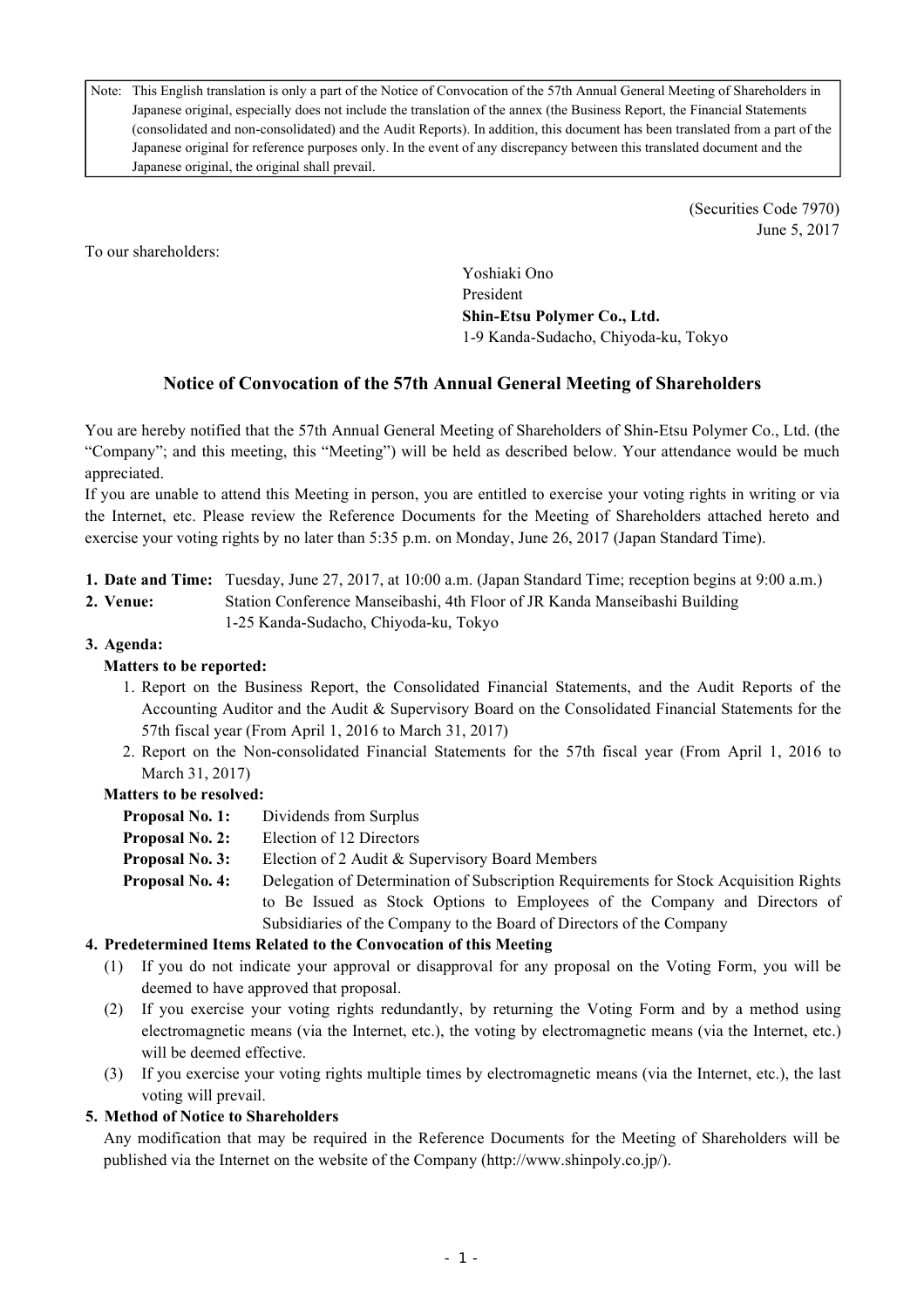> Note: This English translation is only a part of the Notice of Convocation of the 57th Annual General Meeting of Shareholders in Japanese original, especially does not include the translation of the annex (the Business Report, the Financial Statements (consolidated and non-consolidated) and the Audit Reports). In addition, this document has been translated from a part of the Japanese original for reference purposes only. In the event of any discrepancy between this translated document and the Japanese original, the original shall prevail.

(Securities Code 7970)
June 5, 2017

To our shareholders:

Yoshiaki Ono
President
**Shin-Etsu Polymer Co., Ltd.**
1-9 Kanda-Sudacho, Chiyoda-ku, Tokyo

## Notice of Convocation of the 57th Annual General Meeting of Shareholders

You are hereby notified that the 57th Annual General Meeting of Shareholders of Shin-Etsu Polymer Co., Ltd. (the "Company"; and this meeting, this "Meeting") will be held as described below. Your attendance would be much appreciated.

If you are unable to attend this Meeting in person, you are entitled to exercise your voting rights in writing or via the Internet, etc. Please review the Reference Documents for the Meeting of Shareholders attached hereto and exercise your voting rights by no later than 5:35 p.m. on Monday, June 26, 2017 (Japan Standard Time).

**1. Date and Time:** Tuesday, June 27, 2017, at 10:00 a.m. (Japan Standard Time; reception begins at 9:00 a.m.)

**2. Venue:** Station Conference Manseibashi, 4th Floor of JR Kanda Manseibashi Building
1-25 Kanda-Sudacho, Chiyoda-ku, Tokyo

**3. Agenda:**

**Matters to be reported:**

1. Report on the Business Report, the Consolidated Financial Statements, and the Audit Reports of the Accounting Auditor and the Audit & Supervisory Board on the Consolidated Financial Statements for the 57th fiscal year (From April 1, 2016 to March 31, 2017)
2. Report on the Non-consolidated Financial Statements for the 57th fiscal year (From April 1, 2016 to March 31, 2017)

**Matters to be resolved:**

**Proposal No. 1:** Dividends from Surplus
**Proposal No. 2:** Election of 12 Directors
**Proposal No. 3:** Election of 2 Audit & Supervisory Board Members
**Proposal No. 4:** Delegation of Determination of Subscription Requirements for Stock Acquisition Rights to Be Issued as Stock Options to Employees of the Company and Directors of Subsidiaries of the Company to the Board of Directors of the Company

**4. Predetermined Items Related to the Convocation of this Meeting**

(1) If you do not indicate your approval or disapproval for any proposal on the Voting Form, you will be deemed to have approved that proposal.

(2) If you exercise your voting rights redundantly, by returning the Voting Form and by a method using electromagnetic means (via the Internet, etc.), the voting by electromagnetic means (via the Internet, etc.) will be deemed effective.

(3) If you exercise your voting rights multiple times by electromagnetic means (via the Internet, etc.), the last voting will prevail.

**5. Method of Notice to Shareholders**

Any modification that may be required in the Reference Documents for the Meeting of Shareholders will be published via the Internet on the website of the Company (http://www.shinpoly.co.jp/).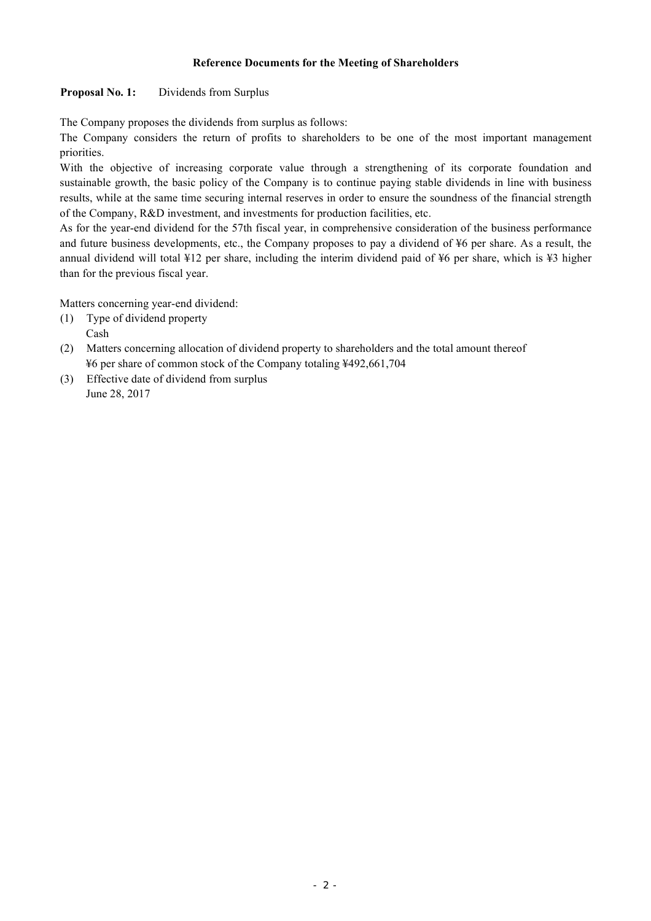## Reference Documents for the Meeting of Shareholders

**Proposal No. 1:** Dividends from Surplus

The Company proposes the dividends from surplus as follows:

The Company considers the return of profits to shareholders to be one of the most important management priorities.

With the objective of increasing corporate value through a strengthening of its corporate foundation and sustainable growth, the basic policy of the Company is to continue paying stable dividends in line with business results, while at the same time securing internal reserves in order to ensure the soundness of the financial strength of the Company, R&D investment, and investments for production facilities, etc.

As for the year-end dividend for the 57th fiscal year, in comprehensive consideration of the business performance and future business developments, etc., the Company proposes to pay a dividend of ¥6 per share. As a result, the annual dividend will total ¥12 per share, including the interim dividend paid of ¥6 per share, which is ¥3 higher than for the previous fiscal year.

Matters concerning year-end dividend:

(1) Type of dividend property
 Cash
(2) Matters concerning allocation of dividend property to shareholders and the total amount thereof
 ¥6 per share of common stock of the Company totaling ¥492,661,704
(3) Effective date of dividend from surplus
 June 28, 2017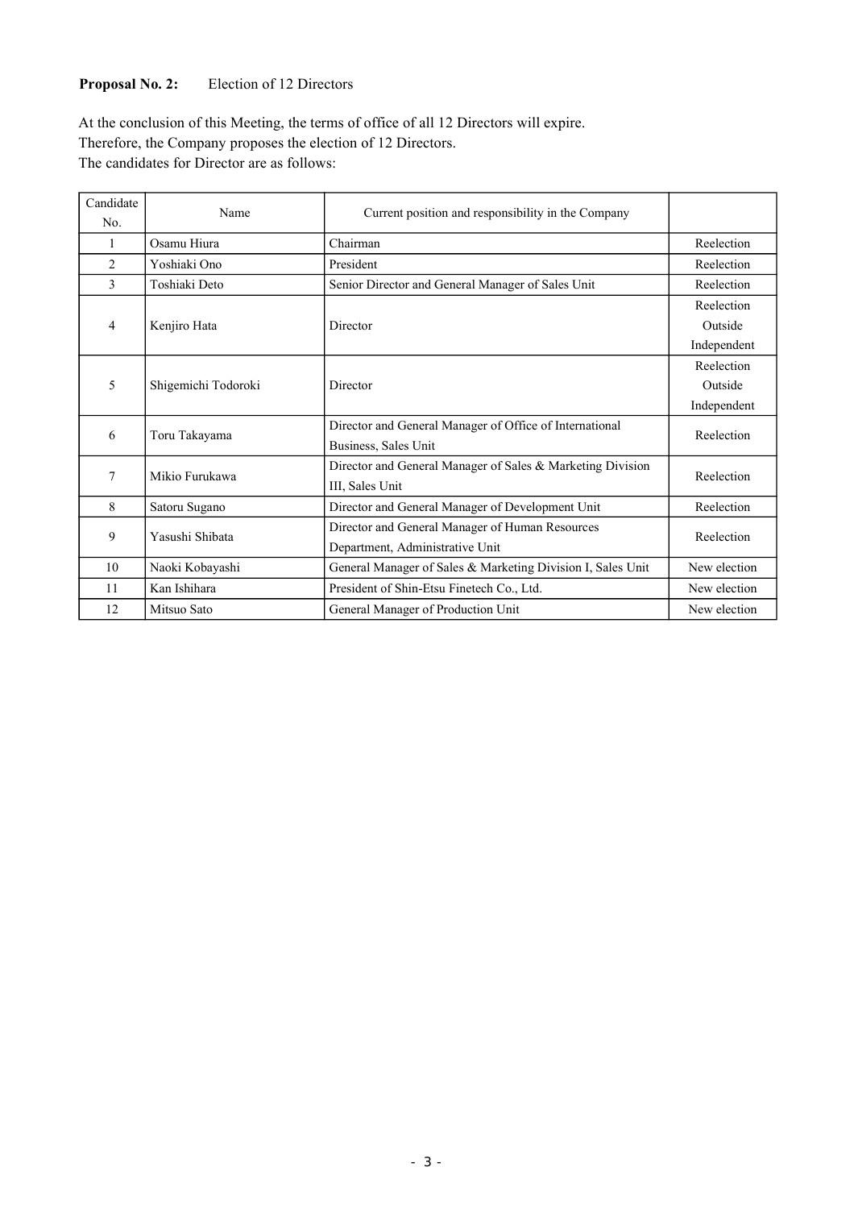**Proposal No. 2:** Election of 12 Directors

At the conclusion of this Meeting, the terms of office of all 12 Directors will expire.
Therefore, the Company proposes the election of 12 Directors.
The candidates for Director are as follows:

| Candidate No. | Name | Current position and responsibility in the Company | |
|---|---|---|---|
| 1 | Osamu Hiura | Chairman | Reelection |
| 2 | Yoshiaki Ono | President | Reelection |
| 3 | Toshiaki Deto | Senior Director and General Manager of Sales Unit | Reelection |
| 4 | Kenjiro Hata | Director | Reelection Outside Independent |
| 5 | Shigemichi Todoroki | Director | Reelection Outside Independent |
| 6 | Toru Takayama | Director and General Manager of Office of International Business, Sales Unit | Reelection |
| 7 | Mikio Furukawa | Director and General Manager of Sales & Marketing Division III, Sales Unit | Reelection |
| 8 | Satoru Sugano | Director and General Manager of Development Unit | Reelection |
| 9 | Yasushi Shibata | Director and General Manager of Human Resources Department, Administrative Unit | Reelection |
| 10 | Naoki Kobayashi | General Manager of Sales & Marketing Division I, Sales Unit | New election |
| 11 | Kan Ishihara | President of Shin-Etsu Finetech Co., Ltd. | New election |
| 12 | Mitsuo Sato | General Manager of Production Unit | New election |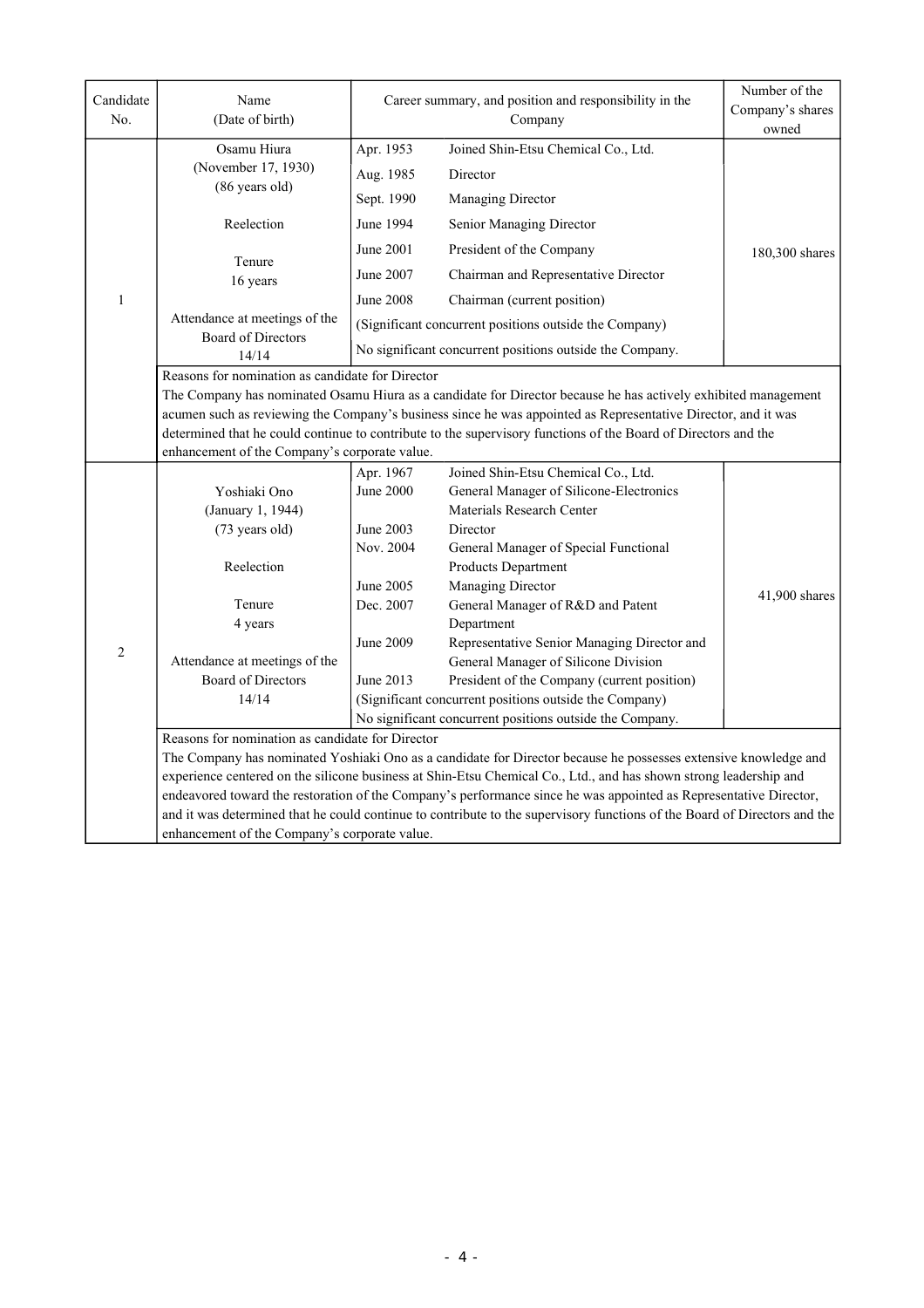| Candidate No. | Name (Date of birth) | Career summary, and position and responsibility in the Company | | Number of the Company's shares owned |
|---|---|---|---|---|
| 1 | Osamu Hiura<br>(November 17, 1930)<br>(86 years old)<br><br>Reelection<br><br>Tenure<br>16 years<br><br>Attendance at meetings of the Board of Directors<br>14/14 | Apr. 1953<br>Aug. 1985<br>Sept. 1990<br>June 1994<br>June 2001<br>June 2007<br>June 2008 | Joined Shin-Etsu Chemical Co., Ltd.<br>Director<br>Managing Director<br>Senior Managing Director<br>President of the Company<br>Chairman and Representative Director<br>Chairman (current position) | 180,300 shares |
| | | (Significant concurrent positions outside the Company)<br>No significant concurrent positions outside the Company. | | |
| | Reasons for nomination as candidate for Director<br>The Company has nominated Osamu Hiura as a candidate for Director because he has actively exhibited management acumen such as reviewing the Company's business since he was appointed as Representative Director, and it was determined that he could continue to contribute to the supervisory functions of the Board of Directors and the enhancement of the Company's corporate value. | | | |
| 2 | Yoshiaki Ono<br>(January 1, 1944)<br>(73 years old)<br><br>Reelection<br><br>Tenure<br>4 years<br><br>Attendance at meetings of the Board of Directors<br>14/14 | Apr. 1967<br>June 2000<br><br>June 2003<br>Nov. 2004<br><br>June 2005<br>Dec. 2007<br><br>June 2009<br><br>June 2013 | Joined Shin-Etsu Chemical Co., Ltd.<br>General Manager of Silicone-Electronics Materials Research Center<br>Director<br>General Manager of Special Functional Products Department<br>Managing Director<br>General Manager of R&D and Patent Department<br>Representative Senior Managing Director and General Manager of Silicone Division<br>President of the Company (current position) | 41,900 shares |
| | | (Significant concurrent positions outside the Company)<br>No significant concurrent positions outside the Company. | | |
| | Reasons for nomination as candidate for Director<br>The Company has nominated Yoshiaki Ono as a candidate for Director because he possesses extensive knowledge and experience centered on the silicone business at Shin-Etsu Chemical Co., Ltd., and has shown strong leadership and endeavored toward the restoration of the Company's performance since he was appointed as Representative Director, and it was determined that he could continue to contribute to the supervisory functions of the Board of Directors and the enhancement of the Company's corporate value. | | | |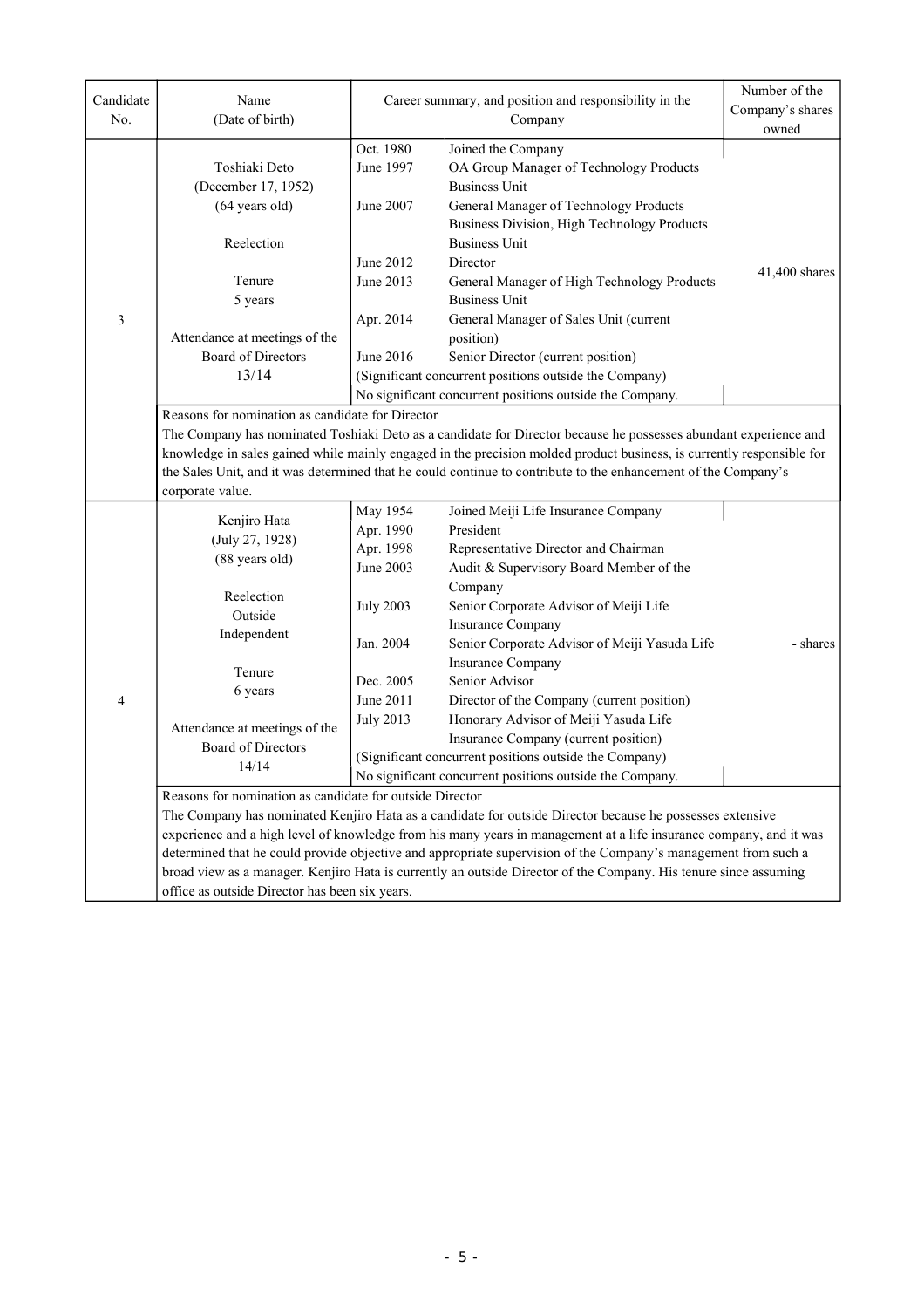| Candidate No. | Name (Date of birth) | Career summary, and position and responsibility in the Company | Number of the Company's shares owned |
|---|---|---|---|
| 3 | Toshiaki Deto<br>(December 17, 1952)<br>(64 years old)<br><br>Reelection<br><br>Tenure<br>5 years<br><br>Attendance at meetings of the Board of Directors<br>13/14 | Oct. 1980 Joined the Company<br>June 1997 OA Group Manager of Technology Products Business Unit<br>June 2007 General Manager of Technology Products Business Division, High Technology Products Business Unit<br>June 2012 Director<br>June 2013 General Manager of High Technology Products Business Unit<br>Apr. 2014 General Manager of Sales Unit (current position)<br>June 2016 Senior Director (current position)<br>(Significant concurrent positions outside the Company)<br>No significant concurrent positions outside the Company. | 41,400 shares |
| | Reasons for nomination as candidate for Director<br>The Company has nominated Toshiaki Deto as a candidate for Director because he possesses abundant experience and knowledge in sales gained while mainly engaged in the precision molded product business, is currently responsible for the Sales Unit, and it was determined that he could continue to contribute to the enhancement of the Company's corporate value. | | |
| 4 | Kenjiro Hata<br>(July 27, 1928)<br>(88 years old)<br><br>Reelection<br>Outside<br>Independent<br><br>Tenure<br>6 years<br><br>Attendance at meetings of the Board of Directors<br>14/14 | May 1954 Joined Meiji Life Insurance Company<br>Apr. 1990 President<br>Apr. 1998 Representative Director and Chairman<br>June 2003 Audit & Supervisory Board Member of the Company<br>July 2003 Senior Corporate Advisor of Meiji Life Insurance Company<br>Jan. 2004 Senior Corporate Advisor of Meiji Yasuda Life Insurance Company<br>Dec. 2005 Senior Advisor<br>June 2011 Director of the Company (current position)<br>July 2013 Honorary Advisor of Meiji Yasuda Life Insurance Company (current position)<br>(Significant concurrent positions outside the Company)<br>No significant concurrent positions outside the Company. | - shares |
| | Reasons for nomination as candidate for outside Director<br>The Company has nominated Kenjiro Hata as a candidate for outside Director because he possesses extensive experience and a high level of knowledge from his many years in management at a life insurance company, and it was determined that he could provide objective and appropriate supervision of the Company's management from such a broad view as a manager. Kenjiro Hata is currently an outside Director of the Company. His tenure since assuming office as outside Director has been six years. | | |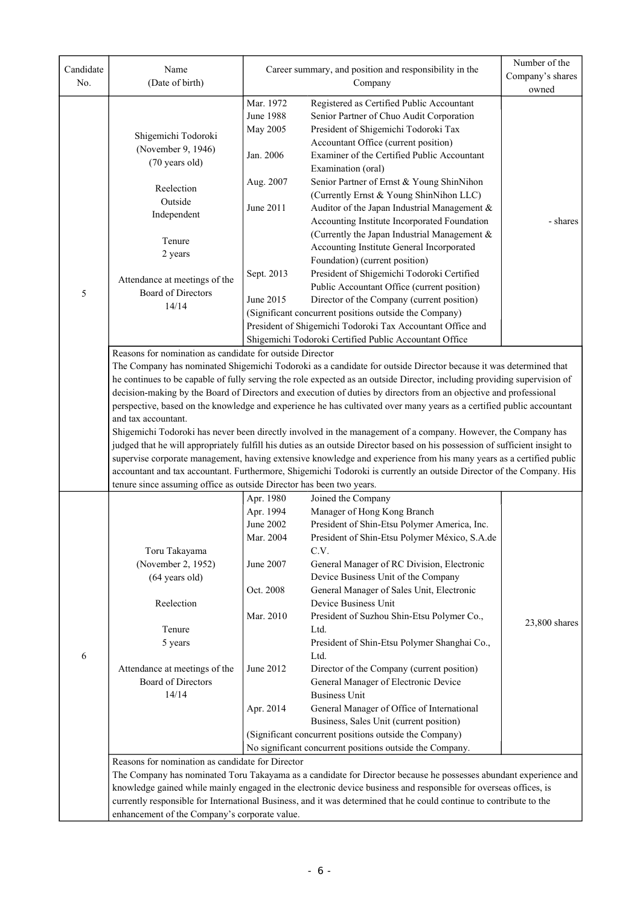| Candidate No. | Name (Date of birth) | Career summary, and position and responsibility in the Company | | Number of the Company's shares owned |
|---|---|---|---|---|
| 5 | Shigemichi Todoroki (November 9, 1946) (70 years old)<br><br>Reelection<br>Outside<br>Independent<br><br>Tenure<br>2 years<br><br>Attendance at meetings of the Board of Directors<br>14/14 | Mar. 1972 | Registered as Certified Public Accountant | - shares |
| | | June 1988 | Senior Partner of Chuo Audit Corporation | |
| | | May 2005 | President of Shigemichi Todoroki Tax Accountant Office (current position) | |
| | | Jan. 2006 | Examiner of the Certified Public Accountant Examination (oral) | |
| | | Aug. 2007 | Senior Partner of Ernst & Young ShinNihon (Currently Ernst & Young ShinNihon LLC) | |
| | | June 2011 | Auditor of the Japan Industrial Management & Accounting Institute Incorporated Foundation (Currently the Japan Industrial Management & Accounting Institute General Incorporated Foundation) (current position) | |
| | | Sept. 2013 | President of Shigemichi Todoroki Certified Public Accountant Office (current position) | |
| | | June 2015 | Director of the Company (current position) | |
| | | (Significant concurrent positions outside the Company)<br>President of Shigemichi Todoroki Tax Accountant Office and Shigemichi Todoroki Certified Public Accountant Office | | |

Reasons for nomination as candidate for outside Director

The Company has nominated Shigemichi Todoroki as a candidate for outside Director because it was determined that he continues to be capable of fully serving the role expected as an outside Director, including providing supervision of decision-making by the Board of Directors and execution of duties by directors from an objective and professional perspective, based on the knowledge and experience he has cultivated over many years as a certified public accountant and tax accountant.

Shigemichi Todoroki has never been directly involved in the management of a company. However, the Company has judged that he will appropriately fulfill his duties as an outside Director based on his possession of sufficient insight to supervise corporate management, having extensive knowledge and experience from his many years as a certified public accountant and tax accountant. Furthermore, Shigemichi Todoroki is currently an outside Director of the Company. His tenure since assuming office as outside Director has been two years.

| Candidate No. | Name (Date of birth) | Career summary, and position and responsibility in the Company | | Number of the Company's shares owned |
|---|---|---|---|---|
| 6 | Toru Takayama (November 2, 1952) (64 years old)<br><br>Reelection<br><br>Tenure<br>5 years<br><br>Attendance at meetings of the Board of Directors<br>14/14 | Apr. 1980 | Joined the Company | 23,800 shares |
| | | Apr. 1994 | Manager of Hong Kong Branch | |
| | | June 2002 | President of Shin-Etsu Polymer America, Inc. | |
| | | Mar. 2004 | President of Shin-Etsu Polymer México, S.A.de C.V. | |
| | | June 2007 | General Manager of RC Division, Electronic Device Business Unit of the Company | |
| | | Oct. 2008 | General Manager of Sales Unit, Electronic Device Business Unit | |
| | | Mar. 2010 | President of Suzhou Shin-Etsu Polymer Co., Ltd.<br>President of Shin-Etsu Polymer Shanghai Co., Ltd. | |
| | | June 2012 | Director of the Company (current position)<br>General Manager of Electronic Device Business Unit | |
| | | Apr. 2014 | General Manager of Office of International Business, Sales Unit (current position) | |
| | | (Significant concurrent positions outside the Company)<br>No significant concurrent positions outside the Company. | | |

Reasons for nomination as candidate for Director

The Company has nominated Toru Takayama as a candidate for Director because he possesses abundant experience and knowledge gained while mainly engaged in the electronic device business and responsible for overseas offices, is currently responsible for International Business, and it was determined that he could continue to contribute to the enhancement of the Company's corporate value.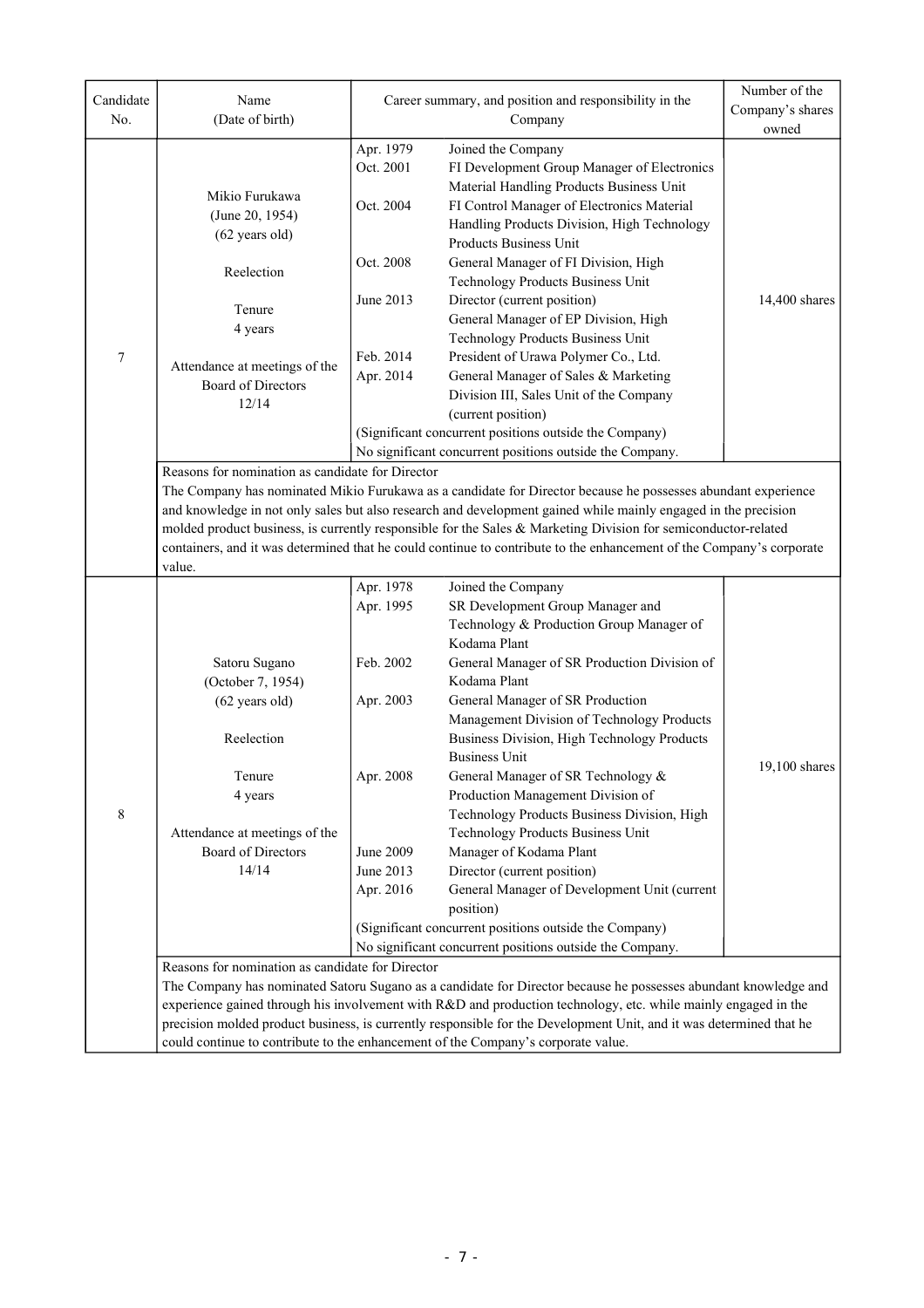| Candidate No. | Name (Date of birth) | Career summary, and position and responsibility in the Company | Number of the Company's shares owned |
|---|---|---|---|
| 7 | Mikio Furukawa (June 20, 1954) (62 years old)<br><br>Reelection<br><br>Tenure 4 years<br><br>Attendance at meetings of the Board of Directors 12/14 | Apr. 1979 Joined the Company<br>Oct. 2001 FI Development Group Manager of Electronics Material Handling Products Business Unit<br>Oct. 2004 FI Control Manager of Electronics Material Handling Products Division, High Technology Products Business Unit<br>Oct. 2008 General Manager of FI Division, High Technology Products Business Unit<br>June 2013 Director (current position)<br>General Manager of EP Division, High Technology Products Business Unit<br>Feb. 2014 President of Urawa Polymer Co., Ltd.<br>Apr. 2014 General Manager of Sales & Marketing Division III, Sales Unit of the Company (current position)<br>(Significant concurrent positions outside the Company)<br>No significant concurrent positions outside the Company. | 14,400 shares |
| | Reasons for nomination as candidate for Director<br>The Company has nominated Mikio Furukawa as a candidate for Director because he possesses abundant experience and knowledge in not only sales but also research and development gained while mainly engaged in the precision molded product business, is currently responsible for the Sales & Marketing Division for semiconductor-related containers, and it was determined that he could continue to contribute to the enhancement of the Company's corporate value. | | |
| 8 | Satoru Sugano (October 7, 1954) (62 years old)<br><br>Reelection<br><br>Tenure 4 years<br><br>Attendance at meetings of the Board of Directors 14/14 | Apr. 1978 Joined the Company<br>Apr. 1995 SR Development Group Manager and Technology & Production Group Manager of Kodama Plant<br>Feb. 2002 General Manager of SR Production Division of Kodama Plant<br>Apr. 2003 General Manager of SR Production Management Division of Technology Products Business Division, High Technology Products Business Unit<br>Apr. 2008 General Manager of SR Technology & Production Management Division of Technology Products Business Division, High Technology Products Business Unit<br>June 2009 Manager of Kodama Plant<br>June 2013 Director (current position)<br>Apr. 2016 General Manager of Development Unit (current position)<br>(Significant concurrent positions outside the Company)<br>No significant concurrent positions outside the Company. | 19,100 shares |
| | Reasons for nomination as candidate for Director<br>The Company has nominated Satoru Sugano as a candidate for Director because he possesses abundant knowledge and experience gained through his involvement with R&D and production technology, etc. while mainly engaged in the precision molded product business, is currently responsible for the Development Unit, and it was determined that he could continue to contribute to the enhancement of the Company's corporate value. | | |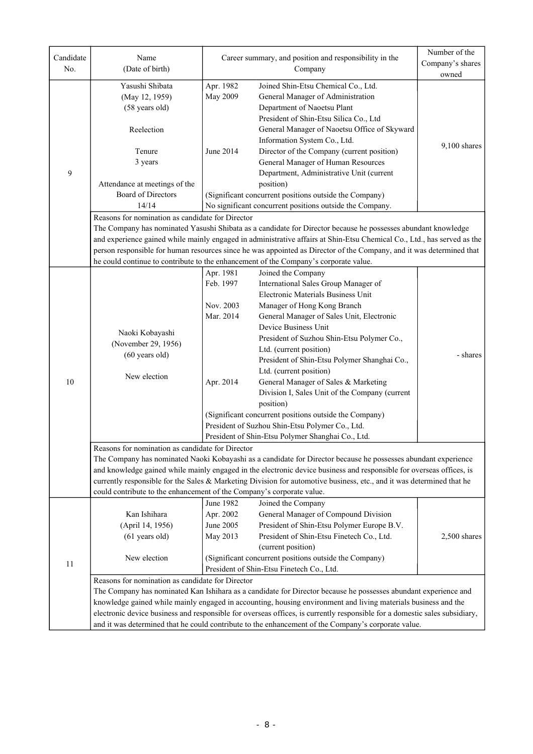| Candidate No. | Name (Date of birth) | Career summary, and position and responsibility in the Company | | Number of the Company's shares owned |
|---|---|---|---|---|
| 9 | Yasushi Shibata<br>(May 12, 1959)<br>(58 years old)<br><br>Reelection<br><br>Tenure<br>3 years<br><br>Attendance at meetings of the Board of Directors<br>14/14 | Apr. 1982<br>May 2009<br><br><br><br><br><br>June 2014 | Joined Shin-Etsu Chemical Co., Ltd.<br>General Manager of Administration Department of Naoetsu Plant<br>President of Shin-Etsu Silica Co., Ltd<br>General Manager of Naoetsu Office of Skyward Information System Co., Ltd.<br>Director of the Company (current position)<br>General Manager of Human Resources Department, Administrative Unit (current position)<br>(Significant concurrent positions outside the Company)<br>No significant concurrent positions outside the Company. | 9,100 shares |
| | Reasons for nomination as candidate for Director<br>The Company has nominated Yasushi Shibata as a candidate for Director because he possesses abundant knowledge and experience gained while mainly engaged in administrative affairs at Shin-Etsu Chemical Co., Ltd., has served as the person responsible for human resources since he was appointed as Director of the Company, and it was determined that he could continue to contribute to the enhancement of the Company's corporate value. | | | |
| 10 | Naoki Kobayashi<br>(November 29, 1956)<br>(60 years old)<br><br>New election | Apr. 1981<br>Feb. 1997<br><br>Nov. 2003<br>Mar. 2014<br><br><br><br><br><br>Apr. 2014 | Joined the Company<br>International Sales Group Manager of Electronic Materials Business Unit<br>Manager of Hong Kong Branch<br>General Manager of Sales Unit, Electronic Device Business Unit<br>President of Suzhou Shin-Etsu Polymer Co., Ltd. (current position)<br>President of Shin-Etsu Polymer Shanghai Co., Ltd. (current position)<br>General Manager of Sales & Marketing Division I, Sales Unit of the Company (current position)<br>(Significant concurrent positions outside the Company)<br>President of Suzhou Shin-Etsu Polymer Co., Ltd.<br>President of Shin-Etsu Polymer Shanghai Co., Ltd. | - shares |
| | Reasons for nomination as candidate for Director<br>The Company has nominated Naoki Kobayashi as a candidate for Director because he possesses abundant experience and knowledge gained while mainly engaged in the electronic device business and responsible for overseas offices, is currently responsible for the Sales & Marketing Division for automotive business, etc., and it was determined that he could contribute to the enhancement of the Company's corporate value. | | | |
| 11 | Kan Ishihara<br>(April 14, 1956)<br>(61 years old)<br><br>New election | June 1982<br>Apr. 2002<br>June 2005<br>May 2013 | Joined the Company<br>General Manager of Compound Division<br>President of Shin-Etsu Polymer Europe B.V.<br>President of Shin-Etsu Finetech Co., Ltd. (current position)<br>(Significant concurrent positions outside the Company)<br>President of Shin-Etsu Finetech Co., Ltd. | 2,500 shares |
| | Reasons for nomination as candidate for Director<br>The Company has nominated Kan Ishihara as a candidate for Director because he possesses abundant experience and knowledge gained while mainly engaged in accounting, housing environment and living materials business and the electronic device business and responsible for overseas offices, is currently responsible for a domestic sales subsidiary, and it was determined that he could contribute to the enhancement of the Company's corporate value. | | | |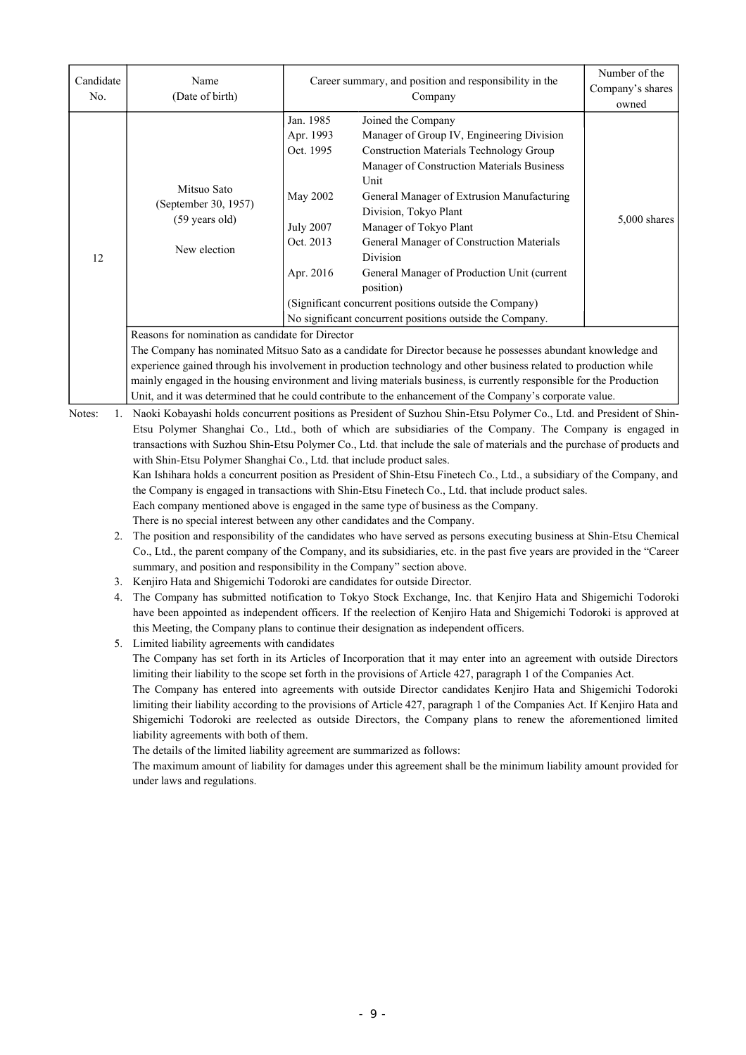| Candidate No. | Name (Date of birth) | Career summary, and position and responsibility in the Company | | Number of the Company's shares owned |
|---|---|---|---|---|
| 12 | Mitsuo Sato (September 30, 1957) (59 years old) New election | Jan. 1985 | Joined the Company | 5,000 shares |
| | | Apr. 1993 | Manager of Group IV, Engineering Division | |
| | | Oct. 1995 | Construction Materials Technology Group Manager of Construction Materials Business Unit | |
| | | May 2002 | General Manager of Extrusion Manufacturing Division, Tokyo Plant | |
| | | July 2007 | Manager of Tokyo Plant | |
| | | Oct. 2013 | General Manager of Construction Materials Division | |
| | | Apr. 2016 | General Manager of Production Unit (current position) | |
| | | (Significant concurrent positions outside the Company) No significant concurrent positions outside the Company. | | |
| | Reasons for nomination as candidate for Director<br>The Company has nominated Mitsuo Sato as a candidate for Director because he possesses abundant knowledge and experience gained through his involvement in production technology and other business related to production while mainly engaged in the housing environment and living materials business, is currently responsible for the Production Unit, and it was determined that he could contribute to the enhancement of the Company's corporate value. | | | |

Notes:

1. Naoki Kobayashi holds concurrent positions as President of Suzhou Shin-Etsu Polymer Co., Ltd. and President of Shin-Etsu Polymer Shanghai Co., Ltd., both of which are subsidiaries of the Company. The Company is engaged in transactions with Suzhou Shin-Etsu Polymer Co., Ltd. that include the sale of materials and the purchase of products and with Shin-Etsu Polymer Shanghai Co., Ltd. that include product sales.
   Kan Ishihara holds a concurrent position as President of Shin-Etsu Finetech Co., Ltd., a subsidiary of the Company, and the Company is engaged in transactions with Shin-Etsu Finetech Co., Ltd. that include product sales.
   Each company mentioned above is engaged in the same type of business as the Company.
   There is no special interest between any other candidates and the Company.
2. The position and responsibility of the candidates who have served as persons executing business at Shin-Etsu Chemical Co., Ltd., the parent company of the Company, and its subsidiaries, etc. in the past five years are provided in the "Career summary, and position and responsibility in the Company" section above.
3. Kenjiro Hata and Shigemichi Todoroki are candidates for outside Director.
4. The Company has submitted notification to Tokyo Stock Exchange, Inc. that Kenjiro Hata and Shigemichi Todoroki have been appointed as independent officers. If the reelection of Kenjiro Hata and Shigemichi Todoroki is approved at this Meeting, the Company plans to continue their designation as independent officers.
5. Limited liability agreements with candidates
   The Company has set forth in its Articles of Incorporation that it may enter into an agreement with outside Directors limiting their liability to the scope set forth in the provisions of Article 427, paragraph 1 of the Companies Act.
   The Company has entered into agreements with outside Director candidates Kenjiro Hata and Shigemichi Todoroki limiting their liability according to the provisions of Article 427, paragraph 1 of the Companies Act. If Kenjiro Hata and Shigemichi Todoroki are reelected as outside Directors, the Company plans to renew the aforementioned limited liability agreements with both of them.
   The details of the limited liability agreement are summarized as follows:
   The maximum amount of liability for damages under this agreement shall be the minimum liability amount provided for under laws and regulations.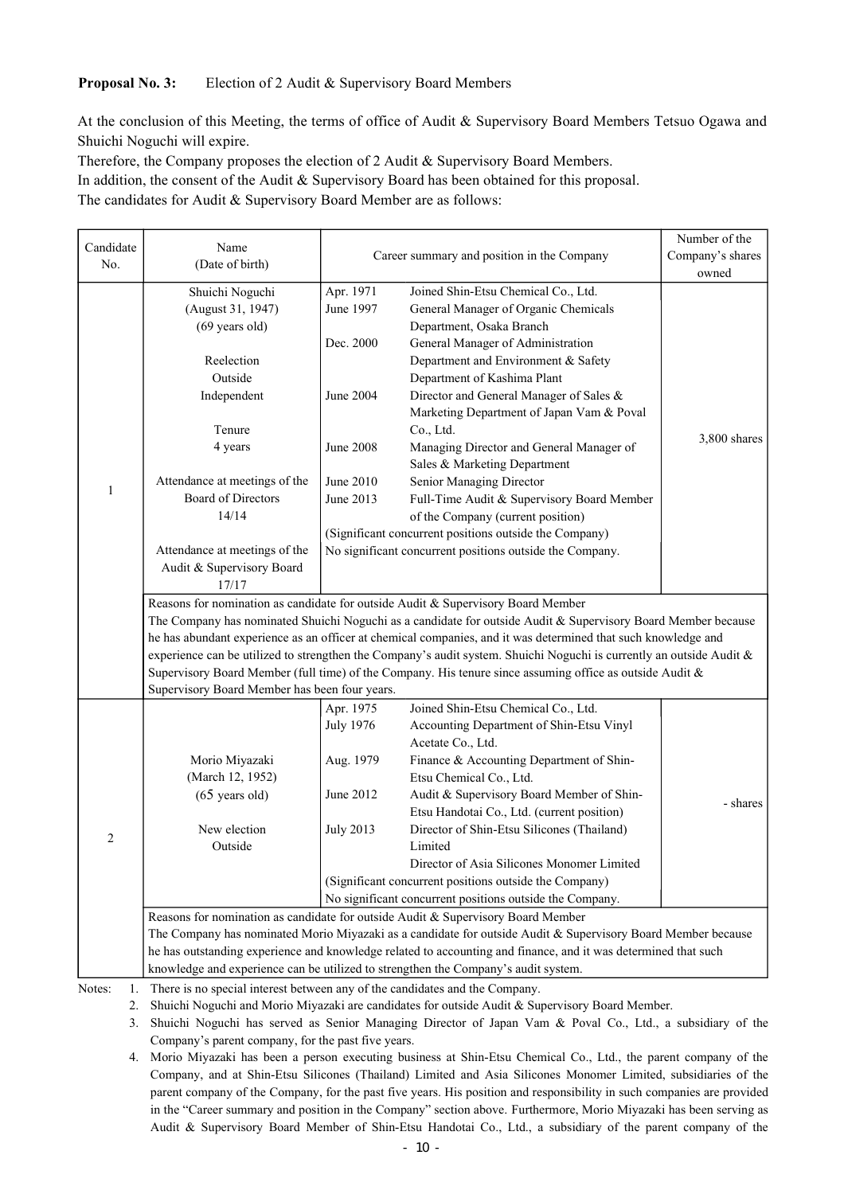**Proposal No. 3:** Election of 2 Audit & Supervisory Board Members

At the conclusion of this Meeting, the terms of office of Audit & Supervisory Board Members Tetsuo Ogawa and Shuichi Noguchi will expire.

Therefore, the Company proposes the election of 2 Audit & Supervisory Board Members.

In addition, the consent of the Audit & Supervisory Board has been obtained for this proposal.

The candidates for Audit & Supervisory Board Member are as follows:

| Candidate No. | Name (Date of birth) | Career summary and position in the Company | | Number of the Company's shares owned |
|---|---|---|---|---|
| 1 | Shuichi Noguchi<br>(August 31, 1947)<br>(69 years old)<br><br>Reelection<br>Outside<br>Independent<br><br>Tenure<br>4 years<br><br>Attendance at meetings of the Board of Directors<br>14/14<br><br>Attendance at meetings of the Audit & Supervisory Board<br>17/17 | Apr. 1971<br>June 1997<br><br>Dec. 2000<br><br><br>June 2004<br><br><br>June 2008<br><br>June 2010<br>June 2013 | Joined Shin-Etsu Chemical Co., Ltd.<br>General Manager of Organic Chemicals Department, Osaka Branch<br>General Manager of Administration Department and Environment & Safety Department of Kashima Plant<br>Director and General Manager of Sales & Marketing Department of Japan Vam & Poval Co., Ltd.<br>Managing Director and General Manager of Sales & Marketing Department<br>Senior Managing Director<br>Full-Time Audit & Supervisory Board Member of the Company (current position)<br>(Significant concurrent positions outside the Company)<br>No significant concurrent positions outside the Company. | 3,800 shares |
| | Reasons for nomination as candidate for outside Audit & Supervisory Board Member<br>The Company has nominated Shuichi Noguchi as a candidate for outside Audit & Supervisory Board Member because he has abundant experience as an officer at chemical companies, and it was determined that such knowledge and experience can be utilized to strengthen the Company's audit system. Shuichi Noguchi is currently an outside Audit & Supervisory Board Member (full time) of the Company. His tenure since assuming office as outside Audit & Supervisory Board Member has been four years. | | | |
| 2 | Morio Miyazaki<br>(March 12, 1952)<br>(65 years old)<br><br>New election<br>Outside | Apr. 1975<br>July 1976<br><br>Aug. 1979<br><br>June 2012<br><br>July 2013 | Joined Shin-Etsu Chemical Co., Ltd.<br>Accounting Department of Shin-Etsu Vinyl Acetate Co., Ltd.<br>Finance & Accounting Department of Shin-Etsu Chemical Co., Ltd.<br>Audit & Supervisory Board Member of Shin-Etsu Handotai Co., Ltd. (current position)<br>Director of Shin-Etsu Silicones (Thailand) Limited<br>Director of Asia Silicones Monomer Limited<br>(Significant concurrent positions outside the Company)<br>No significant concurrent positions outside the Company. | - shares |
| | Reasons for nomination as candidate for outside Audit & Supervisory Board Member<br>The Company has nominated Morio Miyazaki as a candidate for outside Audit & Supervisory Board Member because he has outstanding experience and knowledge related to accounting and finance, and it was determined that such knowledge and experience can be utilized to strengthen the Company's audit system. | | | |

Notes:
1. There is no special interest between any of the candidates and the Company.
2. Shuichi Noguchi and Morio Miyazaki are candidates for outside Audit & Supervisory Board Member.
3. Shuichi Noguchi has served as Senior Managing Director of Japan Vam & Poval Co., Ltd., a subsidiary of the Company's parent company, for the past five years.
4. Morio Miyazaki has been a person executing business at Shin-Etsu Chemical Co., Ltd., the parent company of the Company, and at Shin-Etsu Silicones (Thailand) Limited and Asia Silicones Monomer Limited, subsidiaries of the parent company of the Company, for the past five years. His position and responsibility in such companies are provided in the "Career summary and position in the Company" section above. Furthermore, Morio Miyazaki has been serving as Audit & Supervisory Board Member of Shin-Etsu Handotai Co., Ltd., a subsidiary of the parent company of the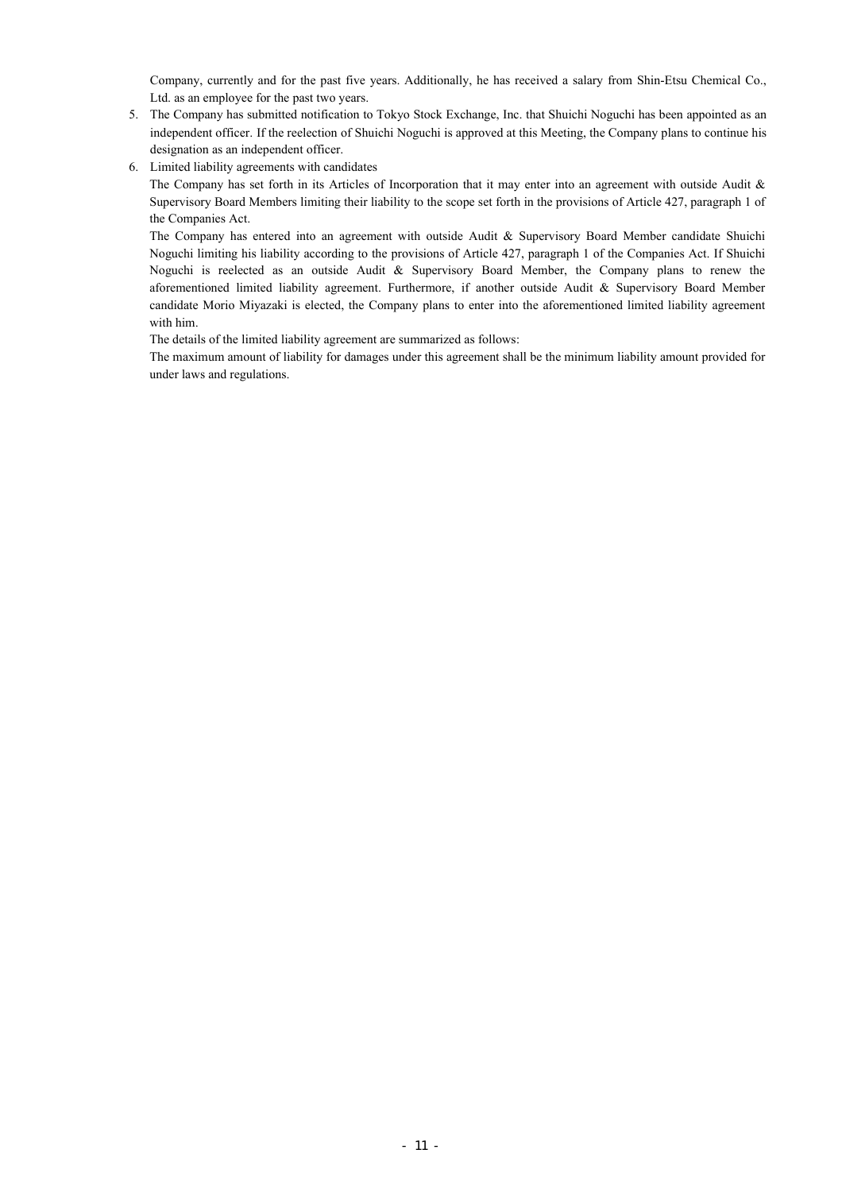Company, currently and for the past five years. Additionally, he has received a salary from Shin-Etsu Chemical Co., Ltd. as an employee for the past two years.

5. The Company has submitted notification to Tokyo Stock Exchange, Inc. that Shuichi Noguchi has been appointed as an independent officer. If the reelection of Shuichi Noguchi is approved at this Meeting, the Company plans to continue his designation as an independent officer.
6. Limited liability agreements with candidates

   The Company has set forth in its Articles of Incorporation that it may enter into an agreement with outside Audit & Supervisory Board Members limiting their liability to the scope set forth in the provisions of Article 427, paragraph 1 of the Companies Act.

   The Company has entered into an agreement with outside Audit & Supervisory Board Member candidate Shuichi Noguchi limiting his liability according to the provisions of Article 427, paragraph 1 of the Companies Act. If Shuichi Noguchi is reelected as an outside Audit & Supervisory Board Member, the Company plans to renew the aforementioned limited liability agreement. Furthermore, if another outside Audit & Supervisory Board Member candidate Morio Miyazaki is elected, the Company plans to enter into the aforementioned limited liability agreement with him.

   The details of the limited liability agreement are summarized as follows:

   The maximum amount of liability for damages under this agreement shall be the minimum liability amount provided for under laws and regulations.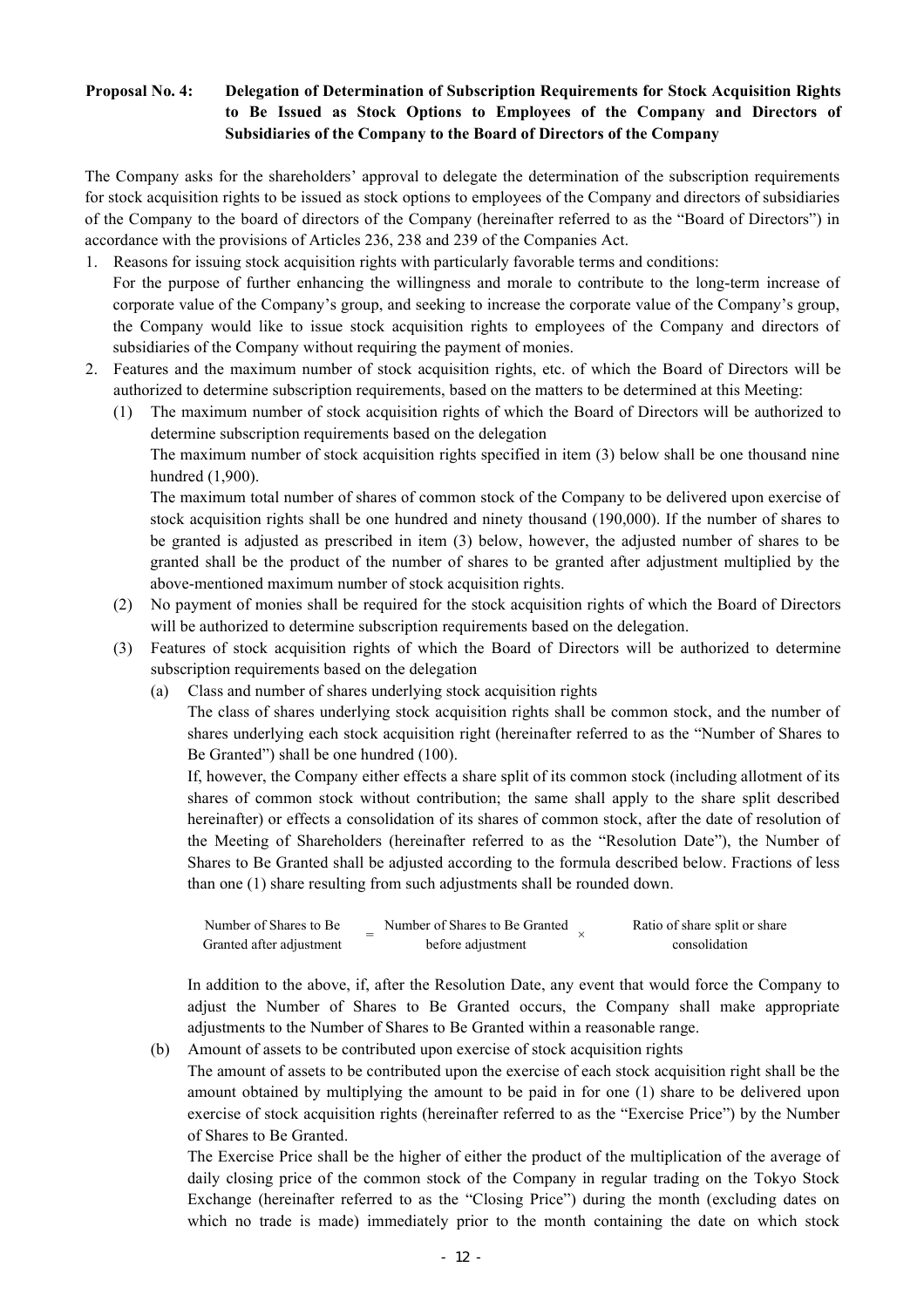**Proposal No. 4: Delegation of Determination of Subscription Requirements for Stock Acquisition Rights to Be Issued as Stock Options to Employees of the Company and Directors of Subsidiaries of the Company to the Board of Directors of the Company**

The Company asks for the shareholders' approval to delegate the determination of the subscription requirements for stock acquisition rights to be issued as stock options to employees of the Company and directors of subsidiaries of the Company to the board of directors of the Company (hereinafter referred to as the "Board of Directors") in accordance with the provisions of Articles 236, 238 and 239 of the Companies Act.

1. Reasons for issuing stock acquisition rights with particularly favorable terms and conditions:
   For the purpose of further enhancing the willingness and morale to contribute to the long-term increase of corporate value of the Company's group, and seeking to increase the corporate value of the Company's group, the Company would like to issue stock acquisition rights to employees of the Company and directors of subsidiaries of the Company without requiring the payment of monies.

2. Features and the maximum number of stock acquisition rights, etc. of which the Board of Directors will be authorized to determine subscription requirements, based on the matters to be determined at this Meeting:

   (1) The maximum number of stock acquisition rights of which the Board of Directors will be authorized to determine subscription requirements based on the delegation
   The maximum number of stock acquisition rights specified in item (3) below shall be one thousand nine hundred (1,900).
   The maximum total number of shares of common stock of the Company to be delivered upon exercise of stock acquisition rights shall be one hundred and ninety thousand (190,000). If the number of shares to be granted is adjusted as prescribed in item (3) below, however, the adjusted number of shares to be granted shall be the product of the number of shares to be granted after adjustment multiplied by the above-mentioned maximum number of stock acquisition rights.

   (2) No payment of monies shall be required for the stock acquisition rights of which the Board of Directors will be authorized to determine subscription requirements based on the delegation.

   (3) Features of stock acquisition rights of which the Board of Directors will be authorized to determine subscription requirements based on the delegation

   (a) Class and number of shares underlying stock acquisition rights
   The class of shares underlying stock acquisition rights shall be common stock, and the number of shares underlying each stock acquisition right (hereinafter referred to as the "Number of Shares to Be Granted") shall be one hundred (100).
   If, however, the Company either effects a share split of its common stock (including allotment of its shares of common stock without contribution; the same shall apply to the share split described hereinafter) or effects a consolidation of its shares of common stock, after the date of resolution of the Meeting of Shareholders (hereinafter referred to as the "Resolution Date"), the Number of Shares to Be Granted shall be adjusted according to the formula described below. Fractions of less than one (1) share resulting from such adjustments shall be rounded down.

   $$\text{Number of Shares to Be Granted after adjustment} = \text{Number of Shares to Be Granted before adjustment} \times \text{Ratio of share split or share consolidation}$$

   In addition to the above, if, after the Resolution Date, any event that would force the Company to adjust the Number of Shares to Be Granted occurs, the Company shall make appropriate adjustments to the Number of Shares to Be Granted within a reasonable range.

   (b) Amount of assets to be contributed upon exercise of stock acquisition rights
   The amount of assets to be contributed upon the exercise of each stock acquisition right shall be the amount obtained by multiplying the amount to be paid in for one (1) share to be delivered upon exercise of stock acquisition rights (hereinafter referred to as the "Exercise Price") by the Number of Shares to Be Granted.
   The Exercise Price shall be the higher of either the product of the multiplication of the average of daily closing price of the common stock of the Company in regular trading on the Tokyo Stock Exchange (hereinafter referred to as the "Closing Price") during the month (excluding dates on which no trade is made) immediately prior to the month containing the date on which stock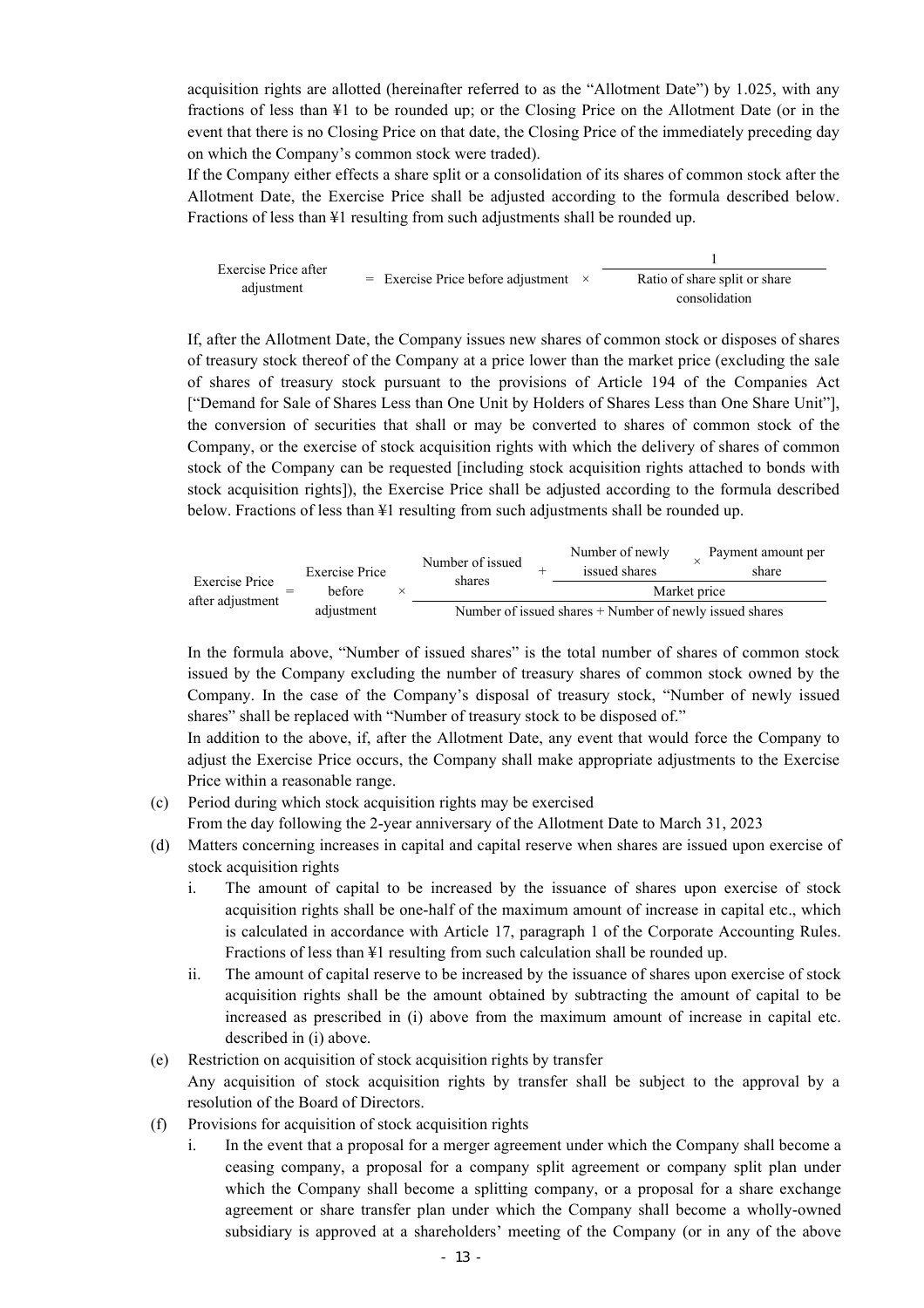acquisition rights are allotted (hereinafter referred to as the "Allotment Date") by 1.025, with any fractions of less than ¥1 to be rounded up; or the Closing Price on the Allotment Date (or in the event that there is no Closing Price on that date, the Closing Price of the immediately preceding day on which the Company's common stock were traded).

If the Company either effects a share split or a consolidation of its shares of common stock after the Allotment Date, the Exercise Price shall be adjusted according to the formula described below. Fractions of less than ¥1 resulting from such adjustments shall be rounded up.

$$\text{Exercise Price after adjustment} = \text{Exercise Price before adjustment} \times \frac{1}{\text{Ratio of share split or share consolidation}}$$

If, after the Allotment Date, the Company issues new shares of common stock or disposes of shares of treasury stock thereof of the Company at a price lower than the market price (excluding the sale of shares of treasury stock pursuant to the provisions of Article 194 of the Companies Act ["Demand for Sale of Shares Less than One Unit by Holders of Shares Less than One Share Unit"], the conversion of securities that shall or may be converted to shares of common stock of the Company, or the exercise of stock acquisition rights with which the delivery of shares of common stock of the Company can be requested [including stock acquisition rights attached to bonds with stock acquisition rights]), the Exercise Price shall be adjusted according to the formula described below. Fractions of less than ¥1 resulting from such adjustments shall be rounded up.

$$\text{Exercise Price after adjustment} = \text{Exercise Price before adjustment} \times \frac{\text{Number of issued shares} + \dfrac{\text{Number of newly issued shares} \times \text{Payment amount per share}}{\text{Market price}}}{\text{Number of issued shares} + \text{Number of newly issued shares}}$$

In the formula above, "Number of issued shares" is the total number of shares of common stock issued by the Company excluding the number of treasury shares of common stock owned by the Company. In the case of the Company's disposal of treasury stock, "Number of newly issued shares" shall be replaced with "Number of treasury stock to be disposed of."

In addition to the above, if, after the Allotment Date, any event that would force the Company to adjust the Exercise Price occurs, the Company shall make appropriate adjustments to the Exercise Price within a reasonable range.

(c) Period during which stock acquisition rights may be exercised
From the day following the 2-year anniversary of the Allotment Date to March 31, 2023

(d) Matters concerning increases in capital and capital reserve when shares are issued upon exercise of stock acquisition rights
  i. The amount of capital to be increased by the issuance of shares upon exercise of stock acquisition rights shall be one-half of the maximum amount of increase in capital etc., which is calculated in accordance with Article 17, paragraph 1 of the Corporate Accounting Rules. Fractions of less than ¥1 resulting from such calculation shall be rounded up.
  ii. The amount of capital reserve to be increased by the issuance of shares upon exercise of stock acquisition rights shall be the amount obtained by subtracting the amount of capital to be increased as prescribed in (i) above from the maximum amount of increase in capital etc. described in (i) above.

(e) Restriction on acquisition of stock acquisition rights by transfer
Any acquisition of stock acquisition rights by transfer shall be subject to the approval by a resolution of the Board of Directors.

(f) Provisions for acquisition of stock acquisition rights
  i. In the event that a proposal for a merger agreement under which the Company shall become a ceasing company, a proposal for a company split agreement or company split plan under which the Company shall become a splitting company, or a proposal for a share exchange agreement or share transfer plan under which the Company shall become a wholly-owned subsidiary is approved at a shareholders' meeting of the Company (or in any of the above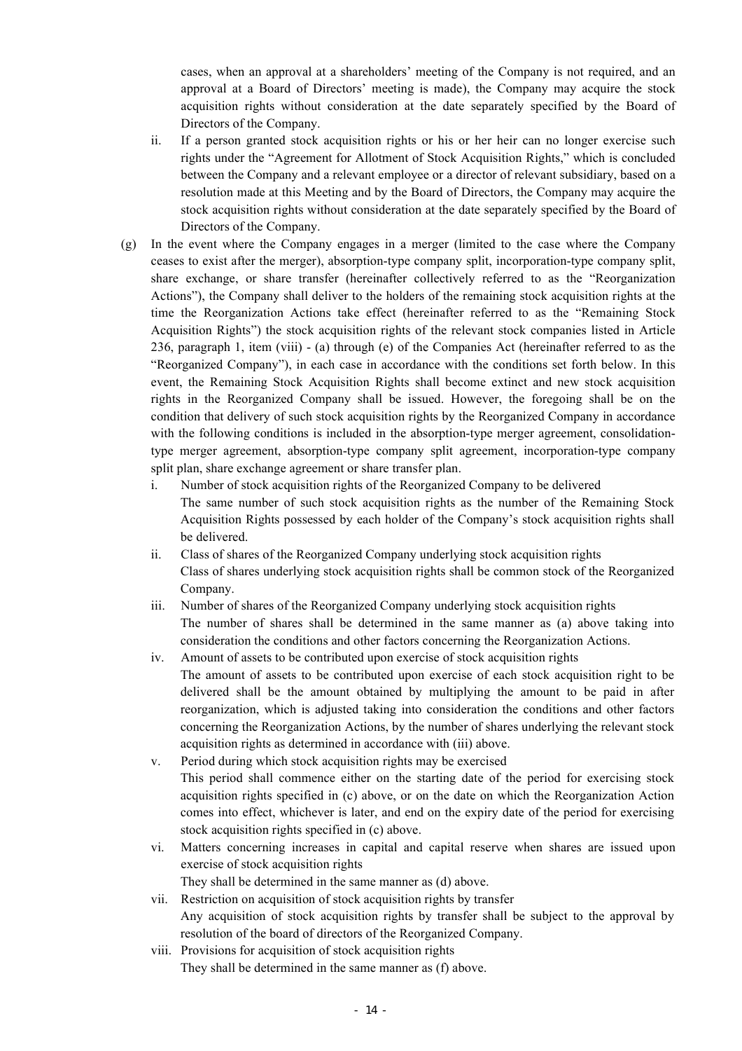cases, when an approval at a shareholders' meeting of the Company is not required, and an approval at a Board of Directors' meeting is made), the Company may acquire the stock acquisition rights without consideration at the date separately specified by the Board of Directors of the Company.

ii. If a person granted stock acquisition rights or his or her heir can no longer exercise such rights under the "Agreement for Allotment of Stock Acquisition Rights," which is concluded between the Company and a relevant employee or a director of relevant subsidiary, based on a resolution made at this Meeting and by the Board of Directors, the Company may acquire the stock acquisition rights without consideration at the date separately specified by the Board of Directors of the Company.

(g) In the event where the Company engages in a merger (limited to the case where the Company ceases to exist after the merger), absorption-type company split, incorporation-type company split, share exchange, or share transfer (hereinafter collectively referred to as the "Reorganization Actions"), the Company shall deliver to the holders of the remaining stock acquisition rights at the time the Reorganization Actions take effect (hereinafter referred to as the "Remaining Stock Acquisition Rights") the stock acquisition rights of the relevant stock companies listed in Article 236, paragraph 1, item (viii) - (a) through (e) of the Companies Act (hereinafter referred to as the "Reorganized Company"), in each case in accordance with the conditions set forth below. In this event, the Remaining Stock Acquisition Rights shall become extinct and new stock acquisition rights in the Reorganized Company shall be issued. However, the foregoing shall be on the condition that delivery of such stock acquisition rights by the Reorganized Company in accordance with the following conditions is included in the absorption-type merger agreement, consolidation-type merger agreement, absorption-type company split agreement, incorporation-type company split plan, share exchange agreement or share transfer plan.

i. Number of stock acquisition rights of the Reorganized Company to be delivered
   The same number of such stock acquisition rights as the number of the Remaining Stock Acquisition Rights possessed by each holder of the Company's stock acquisition rights shall be delivered.

ii. Class of shares of the Reorganized Company underlying stock acquisition rights
   Class of shares underlying stock acquisition rights shall be common stock of the Reorganized Company.

iii. Number of shares of the Reorganized Company underlying stock acquisition rights
   The number of shares shall be determined in the same manner as (a) above taking into consideration the conditions and other factors concerning the Reorganization Actions.

iv. Amount of assets to be contributed upon exercise of stock acquisition rights
   The amount of assets to be contributed upon exercise of each stock acquisition right to be delivered shall be the amount obtained by multiplying the amount to be paid in after reorganization, which is adjusted taking into consideration the conditions and other factors concerning the Reorganization Actions, by the number of shares underlying the relevant stock acquisition rights as determined in accordance with (iii) above.

v. Period during which stock acquisition rights may be exercised
   This period shall commence either on the starting date of the period for exercising stock acquisition rights specified in (c) above, or on the date on which the Reorganization Action comes into effect, whichever is later, and end on the expiry date of the period for exercising stock acquisition rights specified in (c) above.

vi. Matters concerning increases in capital and capital reserve when shares are issued upon exercise of stock acquisition rights
   They shall be determined in the same manner as (d) above.

vii. Restriction on acquisition of stock acquisition rights by transfer
   Any acquisition of stock acquisition rights by transfer shall be subject to the approval by resolution of the board of directors of the Reorganized Company.

viii. Provisions for acquisition of stock acquisition rights
   They shall be determined in the same manner as (f) above.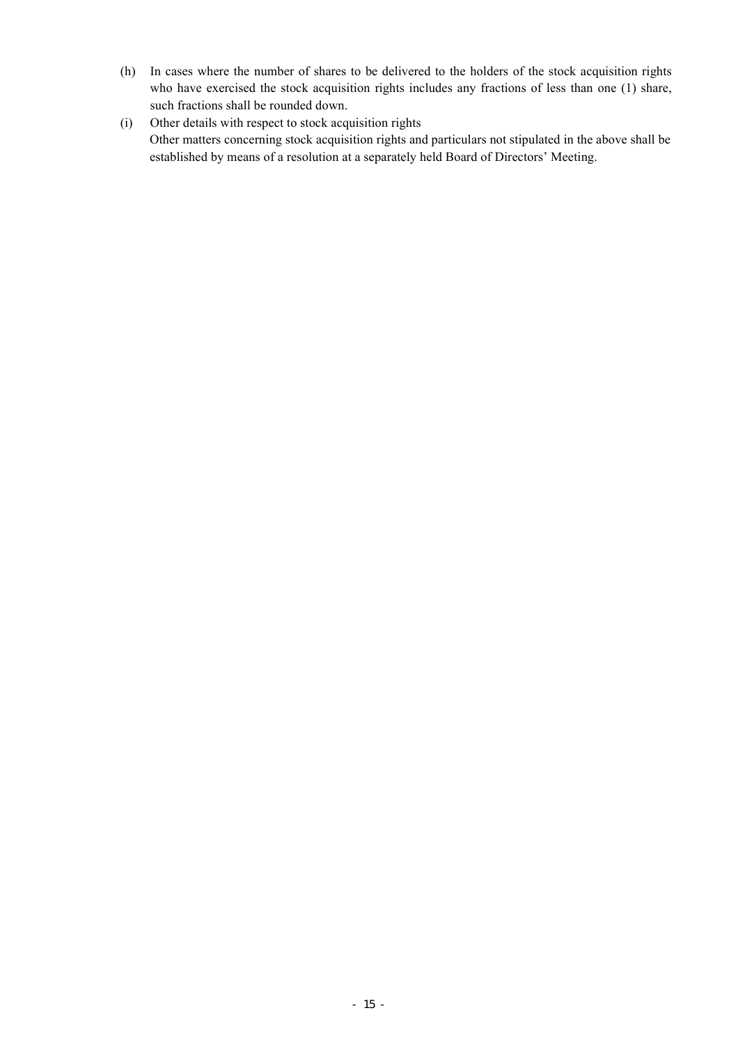(h) In cases where the number of shares to be delivered to the holders of the stock acquisition rights who have exercised the stock acquisition rights includes any fractions of less than one (1) share, such fractions shall be rounded down.

(i) Other details with respect to stock acquisition rights

   Other matters concerning stock acquisition rights and particulars not stipulated in the above shall be established by means of a resolution at a separately held Board of Directors' Meeting.